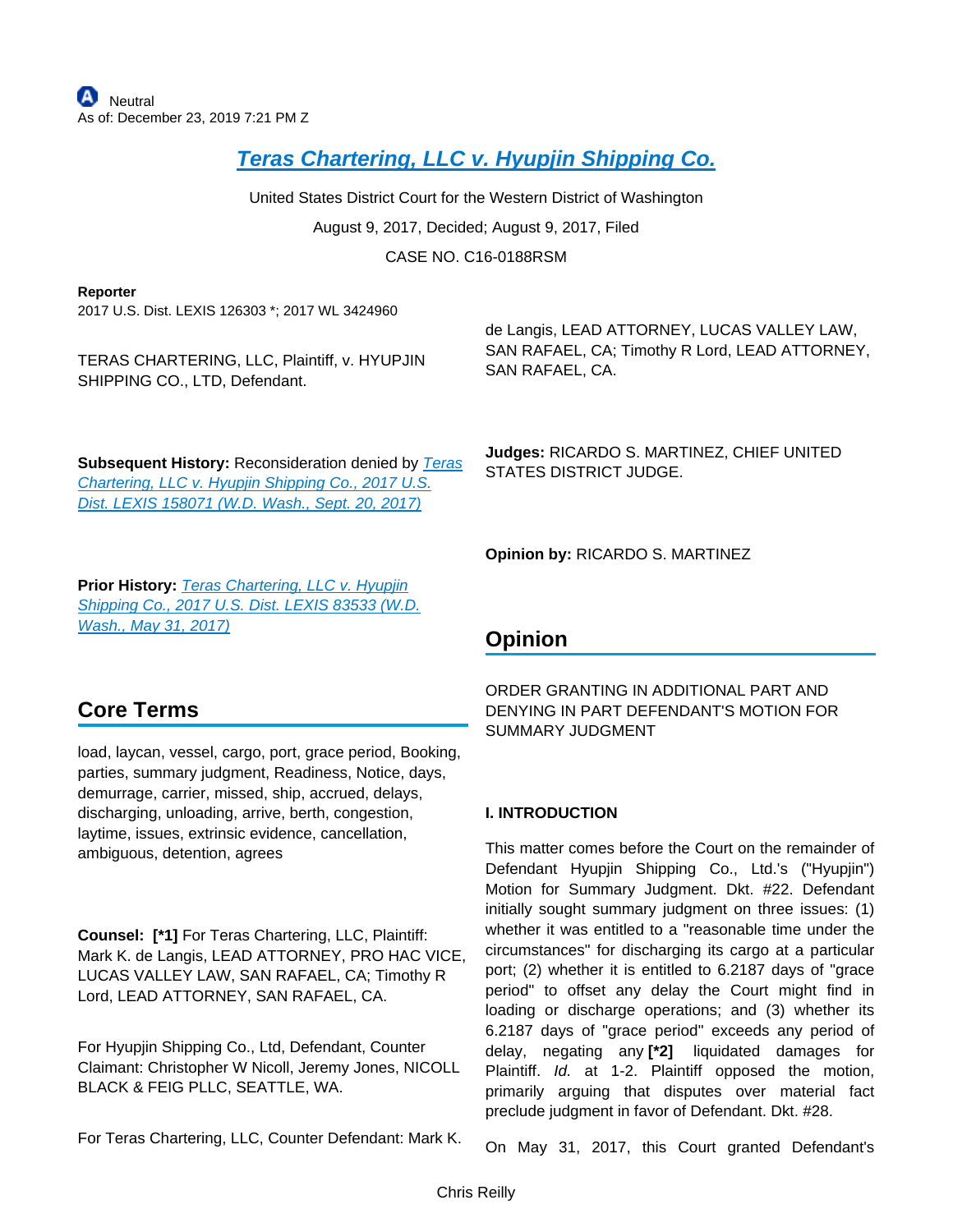Neutral
As of: December 23, 2019 7:21 PM Z

# Teras Chartering, LLC v. Hyupjin Shipping Co.

United States District Court for the Western District of Washington

August 9, 2017, Decided; August 9, 2017, Filed

CASE NO. C16-0188RSM

**Reporter**

2017 U.S. Dist. LEXIS 126303 *; 2017 WL 3424960

TERAS CHARTERING, LLC, Plaintiff, v. HYUPJIN SHIPPING CO., LTD, Defendant.

**Subsequent History:** Reconsideration denied by Teras Chartering, LLC v. Hyupjin Shipping Co., 2017 U.S. Dist. LEXIS 158071 (W.D. Wash., Sept. 20, 2017)

**Prior History:** *Teras Chartering, LLC v. Hyupjin Shipping Co., 2017 U.S. Dist. LEXIS 83533 (W.D. Wash., May 31, 2017)*

## Core Terms

load, laycan, vessel, cargo, port, grace period, Booking, parties, summary judgment, Readiness, Notice, days, demurrage, carrier, missed, ship, accrued, delays, discharging, unloading, arrive, berth, congestion, laytime, issues, extrinsic evidence, cancellation, ambiguous, detention, agrees

**Counsel:** **[*1]** For Teras Chartering, LLC, Plaintiff: Mark K. de Langis, LEAD ATTORNEY, PRO HAC VICE, LUCAS VALLEY LAW, SAN RAFAEL, CA; Timothy R Lord, LEAD ATTORNEY, SAN RAFAEL, CA.

For Hyupjin Shipping Co., Ltd, Defendant, Counter Claimant: Christopher W Nicoll, Jeremy Jones, NICOLL BLACK & FEIG PLLC, SEATTLE, WA.

For Teras Chartering, LLC, Counter Defendant: Mark K. de Langis, LEAD ATTORNEY, LUCAS VALLEY LAW, SAN RAFAEL, CA; Timothy R Lord, LEAD ATTORNEY, SAN RAFAEL, CA.

**Judges:** RICARDO S. MARTINEZ, CHIEF UNITED STATES DISTRICT JUDGE.

**Opinion by:** RICARDO S. MARTINEZ

## Opinion

ORDER GRANTING IN ADDITIONAL PART AND DENYING IN PART DEFENDANT'S MOTION FOR SUMMARY JUDGMENT

**I. INTRODUCTION**

This matter comes before the Court on the remainder of Defendant Hyupjin Shipping Co., Ltd.'s ("Hyupjin") Motion for Summary Judgment. Dkt. #22. Defendant initially sought summary judgment on three issues: (1) whether it was entitled to a "reasonable time under the circumstances" for discharging its cargo at a particular port; (2) whether it is entitled to 6.2187 days of "grace period" to offset any delay the Court might find in loading or discharge operations; and (3) whether its 6.2187 days of "grace period" exceeds any period of delay, negating any **[*2]** liquidated damages for Plaintiff. *Id.* at 1-2. Plaintiff opposed the motion, primarily arguing that disputes over material fact preclude judgment in favor of Defendant. Dkt. #28.

On May 31, 2017, this Court granted Defendant's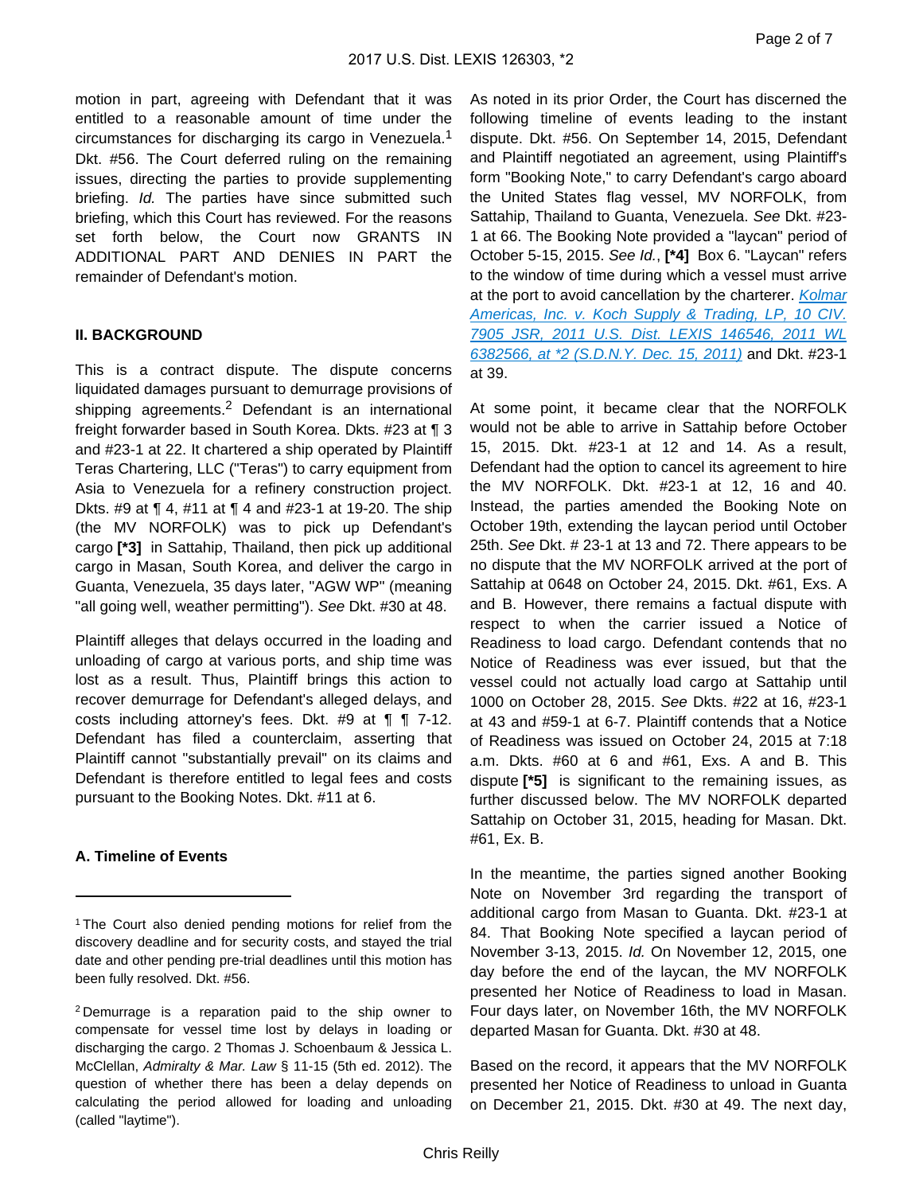motion in part, agreeing with Defendant that it was entitled to a reasonable amount of time under the circumstances for discharging its cargo in Venezuela.[1] Dkt. #56. The Court deferred ruling on the remaining issues, directing the parties to provide supplementing briefing. *Id.* The parties have since submitted such briefing, which this Court has reviewed. For the reasons set forth below, the Court now GRANTS IN ADDITIONAL PART AND DENIES IN PART the remainder of Defendant's motion.

## II. BACKGROUND

This is a contract dispute. The dispute concerns liquidated damages pursuant to demurrage provisions of shipping agreements.[2] Defendant is an international freight forwarder based in South Korea. Dkts. #23 at ¶ 3 and #23-1 at 22. It chartered a ship operated by Plaintiff Teras Chartering, LLC ("Teras") to carry equipment from Asia to Venezuela for a refinery construction project. Dkts. #9 at ¶ 4, #11 at ¶ 4 and #23-1 at 19-20. The ship (the MV NORFOLK) was to pick up Defendant's cargo **[*3]** in Sattahip, Thailand, then pick up additional cargo in Masan, South Korea, and deliver the cargo in Guanta, Venezuela, 35 days later, "AGW WP" (meaning "all going well, weather permitting"). *See* Dkt. #30 at 48.

Plaintiff alleges that delays occurred in the loading and unloading of cargo at various ports, and ship time was lost as a result. Thus, Plaintiff brings this action to recover demurrage for Defendant's alleged delays, and costs including attorney's fees. Dkt. #9 at ¶ ¶ 7-12. Defendant has filed a counterclaim, asserting that Plaintiff cannot "substantially prevail" on its claims and Defendant is therefore entitled to legal fees and costs pursuant to the Booking Notes. Dkt. #11 at 6.

### A. Timeline of Events

As noted in its prior Order, the Court has discerned the following timeline of events leading to the instant dispute. Dkt. #56. On September 14, 2015, Defendant and Plaintiff negotiated an agreement, using Plaintiff's form "Booking Note," to carry Defendant's cargo aboard the United States flag vessel, MV NORFOLK, from Sattahip, Thailand to Guanta, Venezuela. *See* Dkt. #23-1 at 66. The Booking Note provided a "laycan" period of October 5-15, 2015. *See Id.*, **[*4]** Box 6. "Laycan" refers to the window of time during which a vessel must arrive at the port to avoid cancellation by the charterer. *Kolmar Americas, Inc. v. Koch Supply & Trading, LP, 10 CIV. 7905 JSR, 2011 U.S. Dist. LEXIS 146546, 2011 WL 6382566, at *2 (S.D.N.Y. Dec. 15, 2011)* and Dkt. #23-1 at 39.

At some point, it became clear that the NORFOLK would not be able to arrive in Sattahip before October 15, 2015. Dkt. #23-1 at 12 and 14. As a result, Defendant had the option to cancel its agreement to hire the MV NORFOLK. Dkt. #23-1 at 12, 16 and 40. Instead, the parties amended the Booking Note on October 19th, extending the laycan period until October 25th. *See* Dkt. # 23-1 at 13 and 72. There appears to be no dispute that the MV NORFOLK arrived at the port of Sattahip at 0648 on October 24, 2015. Dkt. #61, Exs. A and B. However, there remains a factual dispute with respect to when the carrier issued a Notice of Readiness to load cargo. Defendant contends that no Notice of Readiness was ever issued, but that the vessel could not actually load cargo at Sattahip until 1000 on October 28, 2015. *See* Dkts. #22 at 16, #23-1 at 43 and #59-1 at 6-7. Plaintiff contends that a Notice of Readiness was issued on October 24, 2015 at 7:18 a.m. Dkts. #60 at 6 and #61, Exs. A and B. This dispute **[*5]** is significant to the remaining issues, as further discussed below. The MV NORFOLK departed Sattahip on October 31, 2015, heading for Masan. Dkt. #61, Ex. B.

In the meantime, the parties signed another Booking Note on November 3rd regarding the transport of additional cargo from Masan to Guanta. Dkt. #23-1 at 84. That Booking Note specified a laycan period of November 3-13, 2015. *Id.* On November 12, 2015, one day before the end of the laycan, the MV NORFOLK presented her Notice of Readiness to load in Masan. Four days later, on November 16th, the MV NORFOLK departed Masan for Guanta. Dkt. #30 at 48.

Based on the record, it appears that the MV NORFOLK presented her Notice of Readiness to unload in Guanta on December 21, 2015. Dkt. #30 at 49. The next day,

---

[1] The Court also denied pending motions for relief from the discovery deadline and for security costs, and stayed the trial date and other pending pre-trial deadlines until this motion has been fully resolved. Dkt. #56.

[2] Demurrage is a reparation paid to the ship owner to compensate for vessel time lost by delays in loading or discharging the cargo. 2 Thomas J. Schoenbaum & Jessica L. McClellan, *Admiralty & Mar. Law* § 11-15 (5th ed. 2012). The question of whether there has been a delay depends on calculating the period allowed for loading and unloading (called "laytime").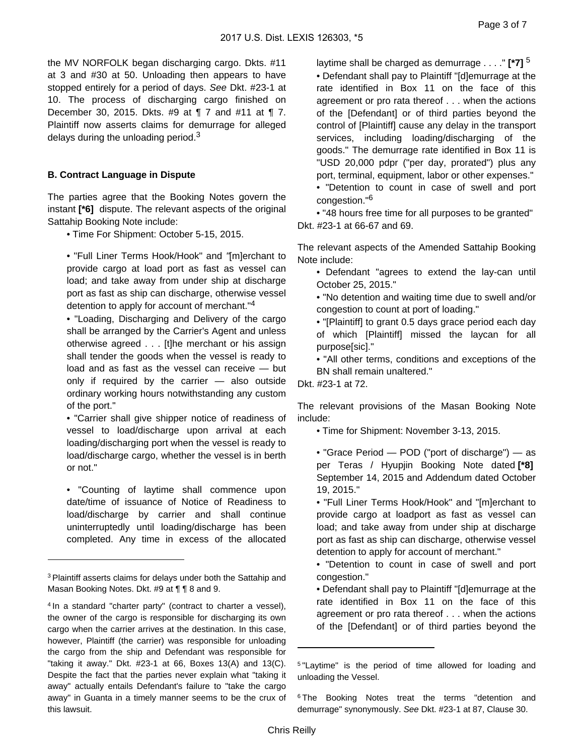the MV NORFOLK began discharging cargo. Dkts. #11 at 3 and #30 at 50. Unloading then appears to have stopped entirely for a period of days. *See* Dkt. #23-1 at 10. The process of discharging cargo finished on December 30, 2015. Dkts. #9 at ¶ 7 and #11 at ¶ 7. Plaintiff now asserts claims for demurrage for alleged delays during the unloading period.[3]

**B. Contract Language in Dispute**

The parties agree that the Booking Notes govern the instant **[*6]** dispute. The relevant aspects of the original Sattahip Booking Note include:

- Time For Shipment: October 5-15, 2015.
- "Full Liner Terms Hook/Hook" and "[m]erchant to provide cargo at load port as fast as vessel can load; and take away from under ship at discharge port as fast as ship can discharge, otherwise vessel detention to apply for account of merchant."[4]
- "Loading, Discharging and Delivery of the cargo shall be arranged by the Carrier's Agent and unless otherwise agreed . . . [t]he merchant or his assign shall tender the goods when the vessel is ready to load and as fast as the vessel can receive — but only if required by the carrier — also outside ordinary working hours notwithstanding any custom of the port."
- "Carrier shall give shipper notice of readiness of vessel to load/discharge upon arrival at each loading/discharging port when the vessel is ready to load/discharge cargo, whether the vessel is in berth or not."
- "Counting of laytime shall commence upon date/time of issuance of Notice of Readiness to load/discharge by carrier and shall continue uninterruptedly until loading/discharge has been completed. Any time in excess of the allocated laytime shall be charged as demurrage . . . ." **[*7]** [5]
- Defendant shall pay to Plaintiff "[d]emurrage at the rate identified in Box 11 on the face of this agreement or pro rata thereof . . . when the actions of the [Defendant] or of third parties beyond the control of [Plaintiff] cause any delay in the transport services, including loading/discharging of the goods." The demurrage rate identified in Box 11 is "USD 20,000 pdpr ("per day, prorated") plus any port, terminal, equipment, labor or other expenses."
- "Detention to count in case of swell and port congestion."[6]
- "48 hours free time for all purposes to be granted"

Dkt. #23-1 at 66-67 and 69.

The relevant aspects of the Amended Sattahip Booking Note include:

- Defendant "agrees to extend the lay-can until October 25, 2015."
- "No detention and waiting time due to swell and/or congestion to count at port of loading."
- "[Plaintiff] to grant 0.5 days grace period each day of which [Plaintiff] missed the laycan for all purpose[sic]."
- "All other terms, conditions and exceptions of the BN shall remain unaltered."

Dkt. #23-1 at 72.

The relevant provisions of the Masan Booking Note include:

- Time for Shipment: November 3-13, 2015.
- "Grace Period — POD ("port of discharge") — as per Teras / Hyupjin Booking Note dated **[*8]** September 14, 2015 and Addendum dated October 19, 2015."
- "Full Liner Terms Hook/Hook" and "[m]erchant to provide cargo at loadport as fast as vessel can load; and take away from under ship at discharge port as fast as ship can discharge, otherwise vessel detention to apply for account of merchant."
- "Detention to count in case of swell and port congestion."
- Defendant shall pay to Plaintiff "[d]emurrage at the rate identified in Box 11 on the face of this agreement or pro rata thereof . . . when the actions of the [Defendant] or of third parties beyond the

---

[3] Plaintiff asserts claims for delays under both the Sattahip and Masan Booking Notes. Dkt. #9 at ¶ ¶ 8 and 9.

[4] In a standard "charter party" (contract to charter a vessel), the owner of the cargo is responsible for discharging its own cargo when the carrier arrives at the destination. In this case, however, Plaintiff (the carrier) was responsible for unloading the cargo from the ship and Defendant was responsible for "taking it away." Dkt. #23-1 at 66, Boxes 13(A) and 13(C). Despite the fact that the parties never explain what "taking it away" actually entails Defendant's failure to "take the cargo away" in Guanta in a timely manner seems to be the crux of this lawsuit.

[5] "Laytime" is the period of time allowed for loading and unloading the Vessel.

[6] The Booking Notes treat the terms "detention and demurrage" synonymously. *See* Dkt. #23-1 at 87, Clause 30.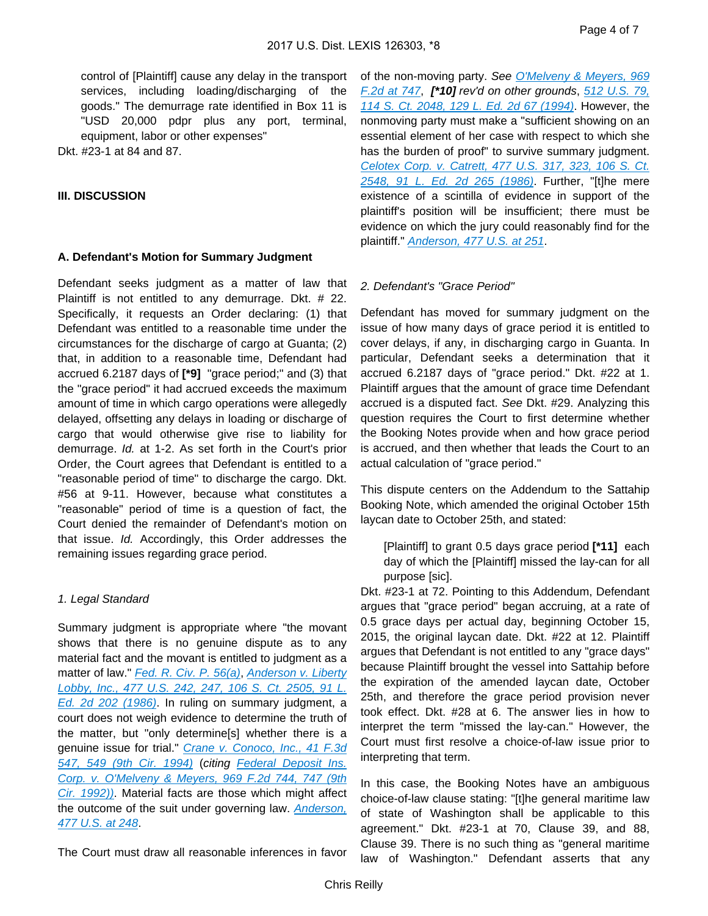control of [Plaintiff] cause any delay in the transport services, including loading/discharging of the goods." The demurrage rate identified in Box 11 is "USD 20,000 pdpr plus any port, terminal, equipment, labor or other expenses"

Dkt. #23-1 at 84 and 87.

## III. DISCUSSION

### A. Defendant's Motion for Summary Judgment

Defendant seeks judgment as a matter of law that Plaintiff is not entitled to any demurrage. Dkt. # 22. Specifically, it requests an Order declaring: (1) that Defendant was entitled to a reasonable time under the circumstances for the discharge of cargo at Guanta; (2) that, in addition to a reasonable time, Defendant had accrued 6.2187 days of **[*9]** "grace period;" and (3) that the "grace period" it had accrued exceeds the maximum amount of time in which cargo operations were allegedly delayed, offsetting any delays in loading or discharge of cargo that would otherwise give rise to liability for demurrage. *Id.* at 1-2. As set forth in the Court's prior Order, the Court agrees that Defendant is entitled to a "reasonable period of time" to discharge the cargo. Dkt. #56 at 9-11. However, because what constitutes a "reasonable" period of time is a question of fact, the Court denied the remainder of Defendant's motion on that issue. *Id.* Accordingly, this Order addresses the remaining issues regarding grace period.

#### *1. Legal Standard*

Summary judgment is appropriate where "the movant shows that there is no genuine dispute as to any material fact and the movant is entitled to judgment as a matter of law." Fed. R. Civ. P. 56(a), Anderson v. Liberty Lobby, Inc., 477 U.S. 242, 247, 106 S. Ct. 2505, 91 L. Ed. 2d 202 (1986). In ruling on summary judgment, a court does not weigh evidence to determine the truth of the matter, but "only determine[s] whether there is a genuine issue for trial." Crane v. Conoco, Inc., 41 F.3d 547, 549 (9th Cir. 1994) (*citing* Federal Deposit Ins. Corp. v. O'Melveny & Meyers, 969 F.2d 744, 747 (9th Cir. 1992)). Material facts are those which might affect the outcome of the suit under governing law. Anderson, 477 U.S. at 248.

The Court must draw all reasonable inferences in favor of the non-moving party. *See* O'Melveny & Meyers, 969 F.2d at 747, ***[*10]*** *rev'd on other grounds*, 512 U.S. 79, 114 S. Ct. 2048, 129 L. Ed. 2d 67 (1994). However, the nonmoving party must make a "sufficient showing on an essential element of her case with respect to which she has the burden of proof" to survive summary judgment. Celotex Corp. v. Catrett, 477 U.S. 317, 323, 106 S. Ct. 2548, 91 L. Ed. 2d 265 (1986). Further, "[t]he mere existence of a scintilla of evidence in support of the plaintiff's position will be insufficient; there must be evidence on which the jury could reasonably find for the plaintiff." Anderson, 477 U.S. at 251.

#### *2. Defendant's "Grace Period"*

Defendant has moved for summary judgment on the issue of how many days of grace period it is entitled to cover delays, if any, in discharging cargo in Guanta. In particular, Defendant seeks a determination that it accrued 6.2187 days of "grace period." Dkt. #22 at 1. Plaintiff argues that the amount of grace time Defendant accrued is a disputed fact. *See* Dkt. #29. Analyzing this question requires the Court to first determine whether the Booking Notes provide when and how grace period is accrued, and then whether that leads the Court to an actual calculation of "grace period."

This dispute centers on the Addendum to the Sattahip Booking Note, which amended the original October 15th laycan date to October 25th, and stated:

> [Plaintiff] to grant 0.5 days grace period **[*11]** each day of which the [Plaintiff] missed the lay-can for all purpose [sic].

Dkt. #23-1 at 72. Pointing to this Addendum, Defendant argues that "grace period" began accruing, at a rate of 0.5 grace days per actual day, beginning October 15, 2015, the original laycan date. Dkt. #22 at 12. Plaintiff argues that Defendant is not entitled to any "grace days" because Plaintiff brought the vessel into Sattahip before the expiration of the amended laycan date, October 25th, and therefore the grace period provision never took effect. Dkt. #28 at 6. The answer lies in how to interpret the term "missed the lay-can." However, the Court must first resolve a choice-of-law issue prior to interpreting that term.

In this case, the Booking Notes have an ambiguous choice-of-law clause stating: "[t]he general maritime law of state of Washington shall be applicable to this agreement." Dkt. #23-1 at 70, Clause 39, and 88, Clause 39. There is no such thing as "general maritime law of Washington." Defendant asserts that any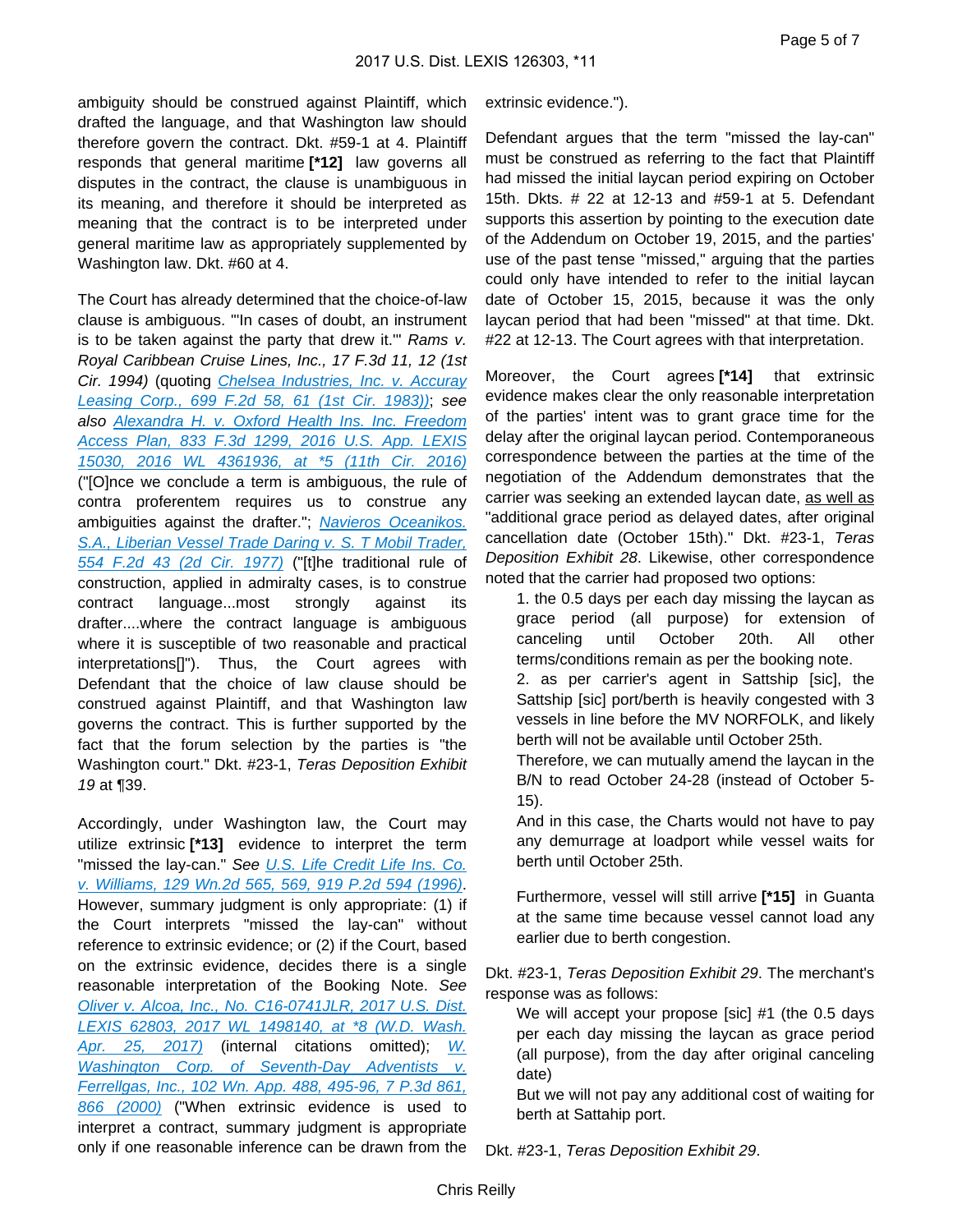ambiguity should be construed against Plaintiff, which drafted the language, and that Washington law should therefore govern the contract. Dkt. #59-1 at 4. Plaintiff responds that general maritime **[*12]** law governs all disputes in the contract, the clause is unambiguous in its meaning, and therefore it should be interpreted as meaning that the contract is to be interpreted under general maritime law as appropriately supplemented by Washington law. Dkt. #60 at 4.

The Court has already determined that the choice-of-law clause is ambiguous. "'In cases of doubt, an instrument is to be taken against the party that drew it.'" *Rams v. Royal Caribbean Cruise Lines, Inc., 17 F.3d 11, 12 (1st Cir. 1994)* (quoting *Chelsea Industries, Inc. v. Accuray Leasing Corp., 699 F.2d 58, 61 (1st Cir. 1983)*); *see also* *Alexandra H. v. Oxford Health Ins. Inc. Freedom Access Plan, 833 F.3d 1299, 2016 U.S. App. LEXIS 15030, 2016 WL 4361936, at *5 (11th Cir. 2016)* ("[O]nce we conclude a term is ambiguous, the rule of contra proferentem requires us to construe any ambiguities against the drafter."; *Navieros Oceanikos. S.A., Liberian Vessel Trade Daring v. S. T Mobil Trader, 554 F.2d 43 (2d Cir. 1977)* ("[t]he traditional rule of construction, applied in admiralty cases, is to construe contract language...most strongly against its drafter....where the contract language is ambiguous where it is susceptible of two reasonable and practical interpretations[]"). Thus, the Court agrees with Defendant that the choice of law clause should be construed against Plaintiff, and that Washington law governs the contract. This is further supported by the fact that the forum selection by the parties is "the Washington court." Dkt. #23-1, *Teras Deposition Exhibit 19* at ¶39.

Accordingly, under Washington law, the Court may utilize extrinsic **[*13]** evidence to interpret the term "missed the lay-can." *See* U.S. Life Credit Life Ins. Co. v. Williams, 129 Wn.2d 565, 569, 919 P.2d 594 (1996). However, summary judgment is only appropriate: (1) if the Court interprets "missed the lay-can" without reference to extrinsic evidence; or (2) if the Court, based on the extrinsic evidence, decides there is a single reasonable interpretation of the Booking Note. *See* Oliver v. Alcoa, Inc., No. C16-0741JLR, 2017 U.S. Dist. LEXIS 62803, 2017 WL 1498140, at *8 (W.D. Wash. Apr. 25, 2017) (internal citations omitted); W. Washington Corp. of Seventh-Day Adventists v. Ferrellgas, Inc., 102 Wn. App. 488, 495-96, 7 P.3d 861, 866 (2000) ("When extrinsic evidence is used to interpret a contract, summary judgment is appropriate only if one reasonable inference can be drawn from the extrinsic evidence.").

Defendant argues that the term "missed the lay-can" must be construed as referring to the fact that Plaintiff had missed the initial laycan period expiring on October 15th. Dkts. # 22 at 12-13 and #59-1 at 5. Defendant supports this assertion by pointing to the execution date of the Addendum on October 19, 2015, and the parties' use of the past tense "missed," arguing that the parties could only have intended to refer to the initial laycan date of October 15, 2015, because it was the only laycan period that had been "missed" at that time. Dkt. #22 at 12-13. The Court agrees with that interpretation.

Moreover, the Court agrees **[*14]** that extrinsic evidence makes clear the only reasonable interpretation of the parties' intent was to grant grace time for the delay after the original laycan period. Contemporaneous correspondence between the parties at the time of the negotiation of the Addendum demonstrates that the carrier was seeking an extended laycan date, as well as "additional grace period as delayed dates, after original cancellation date (October 15th)." Dkt. #23-1, *Teras Deposition Exhibit 28*. Likewise, other correspondence noted that the carrier had proposed two options:

> 1. the 0.5 days per each day missing the laycan as grace period (all purpose) for extension of canceling until October 20th. All other terms/conditions remain as per the booking note.
> 2. as per carrier's agent in Sattship [sic], the Sattship [sic] port/berth is heavily congested with 3 vessels in line before the MV NORFOLK, and likely berth will not be available until October 25th.
> Therefore, we can mutually amend the laycan in the B/N to read October 24-28 (instead of October 5-15).
> And in this case, the Charts would not have to pay any demurrage at loadport while vessel waits for berth until October 25th.
>
> Furthermore, vessel will still arrive **[*15]** in Guanta at the same time because vessel cannot load any earlier due to berth congestion.

Dkt. #23-1, *Teras Deposition Exhibit 29*. The merchant's response was as follows:

> We will accept your propose [sic] #1 (the 0.5 days per each day missing the laycan as grace period (all purpose), from the day after original canceling date)
> But we will not pay any additional cost of waiting for berth at Sattahip port.

Dkt. #23-1, *Teras Deposition Exhibit 29*.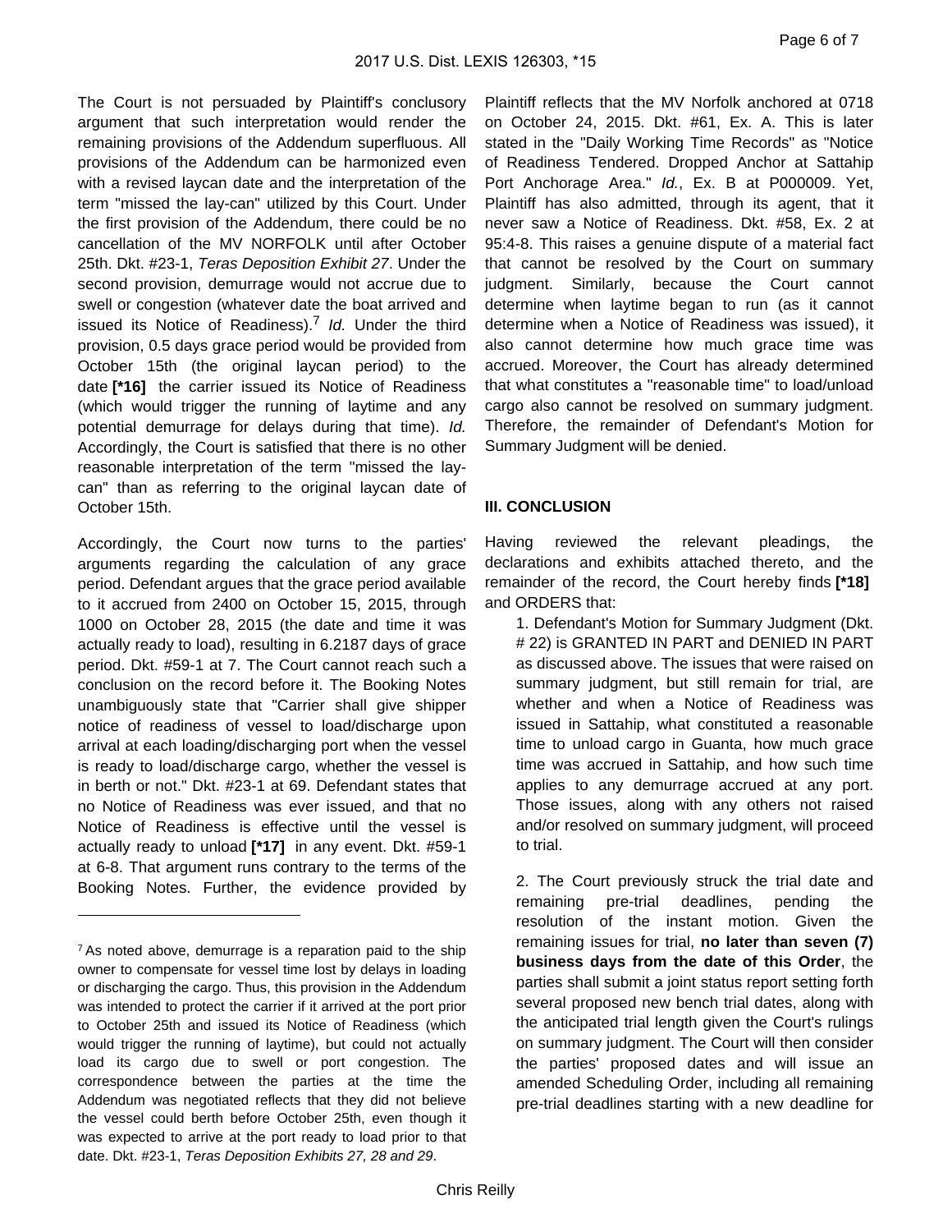The Court is not persuaded by Plaintiff's conclusory argument that such interpretation would render the remaining provisions of the Addendum superfluous. All provisions of the Addendum can be harmonized even with a revised laycan date and the interpretation of the term "missed the lay-can" utilized by this Court. Under the first provision of the Addendum, there could be no cancellation of the MV NORFOLK until after October 25th. Dkt. #23-1, *Teras Deposition Exhibit 27*. Under the second provision, demurrage would not accrue due to swell or congestion (whatever date the boat arrived and issued its Notice of Readiness).[7] *Id.* Under the third provision, 0.5 days grace period would be provided from October 15th (the original laycan period) to the date **[*16]** the carrier issued its Notice of Readiness (which would trigger the running of laytime and any potential demurrage for delays during that time). *Id.* Accordingly, the Court is satisfied that there is no other reasonable interpretation of the term "missed the lay-can" than as referring to the original laycan date of October 15th.

Accordingly, the Court now turns to the parties' arguments regarding the calculation of any grace period. Defendant argues that the grace period available to it accrued from 2400 on October 15, 2015, through 1000 on October 28, 2015 (the date and time it was actually ready to load), resulting in 6.2187 days of grace period. Dkt. #59-1 at 7. The Court cannot reach such a conclusion on the record before it. The Booking Notes unambiguously state that "Carrier shall give shipper notice of readiness of vessel to load/discharge upon arrival at each loading/discharging port when the vessel is ready to load/discharge cargo, whether the vessel is in berth or not." Dkt. #23-1 at 69. Defendant states that no Notice of Readiness was ever issued, and that no Notice of Readiness is effective until the vessel is actually ready to unload **[*17]** in any event. Dkt. #59-1 at 6-8. That argument runs contrary to the terms of the Booking Notes. Further, the evidence provided by Plaintiff reflects that the MV Norfolk anchored at 0718 on October 24, 2015. Dkt. #61, Ex. A. This is later stated in the "Daily Working Time Records" as "Notice of Readiness Tendered. Dropped Anchor at Sattahip Port Anchorage Area." *Id.*, Ex. B at P000009. Yet, Plaintiff has also admitted, through its agent, that it never saw a Notice of Readiness. Dkt. #58, Ex. 2 at 95:4-8. This raises a genuine dispute of a material fact that cannot be resolved by the Court on summary judgment. Similarly, because the Court cannot determine when laytime began to run (as it cannot determine when a Notice of Readiness was issued), it also cannot determine how much grace time was accrued. Moreover, the Court has already determined that what constitutes a "reasonable time" to load/unload cargo also cannot be resolved on summary judgment. Therefore, the remainder of Defendant's Motion for Summary Judgment will be denied.

### III. CONCLUSION

Having reviewed the relevant pleadings, the declarations and exhibits attached thereto, and the remainder of the record, the Court hereby finds **[*18]** and ORDERS that:

1. Defendant's Motion for Summary Judgment (Dkt. # 22) is GRANTED IN PART and DENIED IN PART as discussed above. The issues that were raised on summary judgment, but still remain for trial, are whether and when a Notice of Readiness was issued in Sattahip, what constituted a reasonable time to unload cargo in Guanta, how much grace time was accrued in Sattahip, and how such time applies to any demurrage accrued at any port. Those issues, along with any others not raised and/or resolved on summary judgment, will proceed to trial.

2. The Court previously struck the trial date and remaining pre-trial deadlines, pending the resolution of the instant motion. Given the remaining issues for trial, **no later than seven (7) business days from the date of this Order**, the parties shall submit a joint status report setting forth several proposed new bench trial dates, along with the anticipated trial length given the Court's rulings on summary judgment. The Court will then consider the parties' proposed dates and will issue an amended Scheduling Order, including all remaining pre-trial deadlines starting with a new deadline for

---

[7] As noted above, demurrage is a reparation paid to the ship owner to compensate for vessel time lost by delays in loading or discharging the cargo. Thus, this provision in the Addendum was intended to protect the carrier if it arrived at the port prior to October 25th and issued its Notice of Readiness (which would trigger the running of laytime), but could not actually load its cargo due to swell or port congestion. The correspondence between the parties at the time the Addendum was negotiated reflects that they did not believe the vessel could berth before October 25th, even though it was expected to arrive at the port ready to load prior to that date. Dkt. #23-1, *Teras Deposition Exhibits 27, 28 and 29*.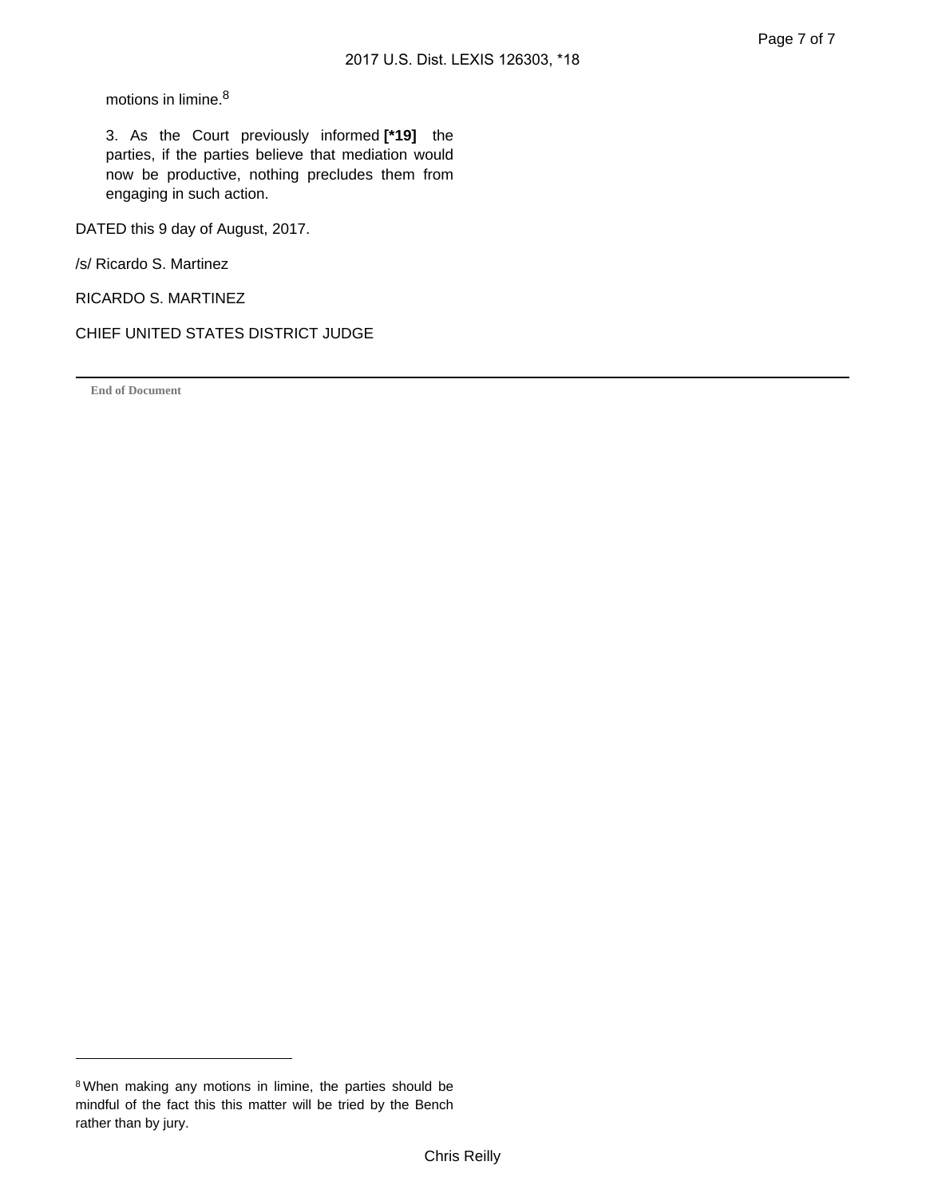motions in limine.[8]

3. As the Court previously informed **[*19]** the parties, if the parties believe that mediation would now be productive, nothing precludes them from engaging in such action.

DATED this 9 day of August, 2017.

/s/ Ricardo S. Martinez

RICARDO S. MARTINEZ

CHIEF UNITED STATES DISTRICT JUDGE

---

**End of Document**

---

[8] When making any motions in limine, the parties should be mindful of the fact this this matter will be tried by the Bench rather than by jury.